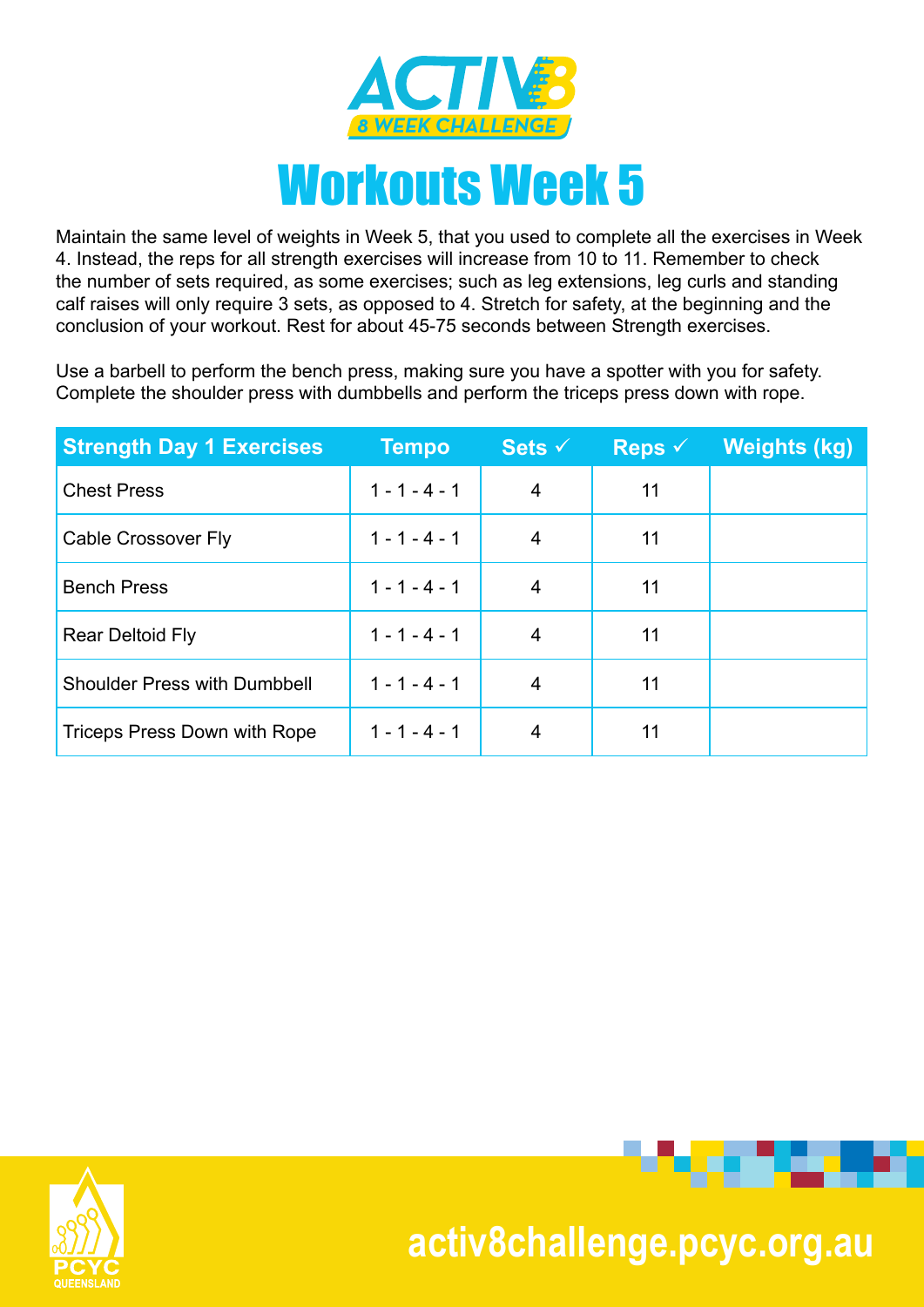ACTIV8

8 WEEK CHALLENGE

# Workouts Week 5

Maintain the same level of weights in Week 5, that you used to complete all the exercises in Week 4. Instead, the reps for all strength exercises will increase from 10 to 11. Remember to check the number of sets required, as some exercises; such as leg extensions, leg curls and standing calf raises will only require 3 sets, as opposed to 4. Stretch for safety, at the beginning and the conclusion of your workout. Rest for about 45-75 seconds between Strength exercises.

Use a barbell to perform the bench press, making sure you have a spotter with you for safety. Complete the shoulder press with dumbbells and perform the triceps press down with rope.

| Strength Day 1 Exercises | Tempo | Sets ✓ | Reps ✓ | Weights (kg) |
|---|---|---|---|---|
| Chest Press | 1 - 1 - 4 - 1 | 4 | 11 | |
| Cable Crossover Fly | 1 - 1 - 4 - 1 | 4 | 11 | |
| Bench Press | 1 - 1 - 4 - 1 | 4 | 11 | |
| Rear Deltoid Fly | 1 - 1 - 4 - 1 | 4 | 11 | |
| Shoulder Press with Dumbbell | 1 - 1 - 4 - 1 | 4 | 11 | |
| Triceps Press Down with Rope | 1 - 1 - 4 - 1 | 4 | 11 | |

PCYC QUEENSLAND

activ8challenge.pcyc.org.au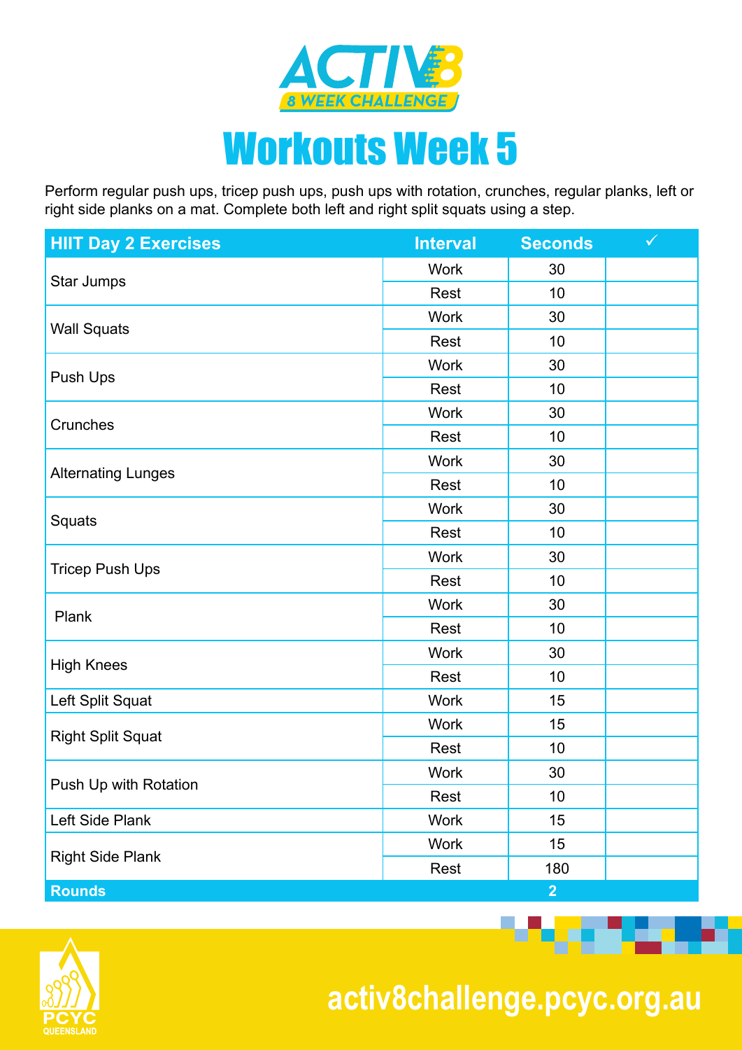# ACTIV8 8 WEEK CHALLENGE

# Workouts Week 5

Perform regular push ups, tricep push ups, push ups with rotation, crunches, regular planks, left or right side planks on a mat. Complete both left and right split squats using a step.

| HIIT Day 2 Exercises | Interval | Seconds | ✓ |
|---|---|---|---|
| Star Jumps | Work | 30 | |
| | Rest | 10 | |
| Wall Squats | Work | 30 | |
| | Rest | 10 | |
| Push Ups | Work | 30 | |
| | Rest | 10 | |
| Crunches | Work | 30 | |
| | Rest | 10 | |
| Alternating Lunges | Work | 30 | |
| | Rest | 10 | |
| Squats | Work | 30 | |
| | Rest | 10 | |
| Tricep Push Ups | Work | 30 | |
| | Rest | 10 | |
| Plank | Work | 30 | |
| | Rest | 10 | |
| High Knees | Work | 30 | |
| | Rest | 10 | |
| Left Split Squat | Work | 15 | |
| Right Split Squat | Work | 15 | |
| | Rest | 10 | |
| Push Up with Rotation | Work | 30 | |
| | Rest | 10 | |
| Left Side Plank | Work | 15 | |
| Right Side Plank | Work | 15 | |
| | Rest | 180 | |
| **Rounds** | | **2** | |

PCYC QUEENSLAND

activ8challenge.pcyc.org.au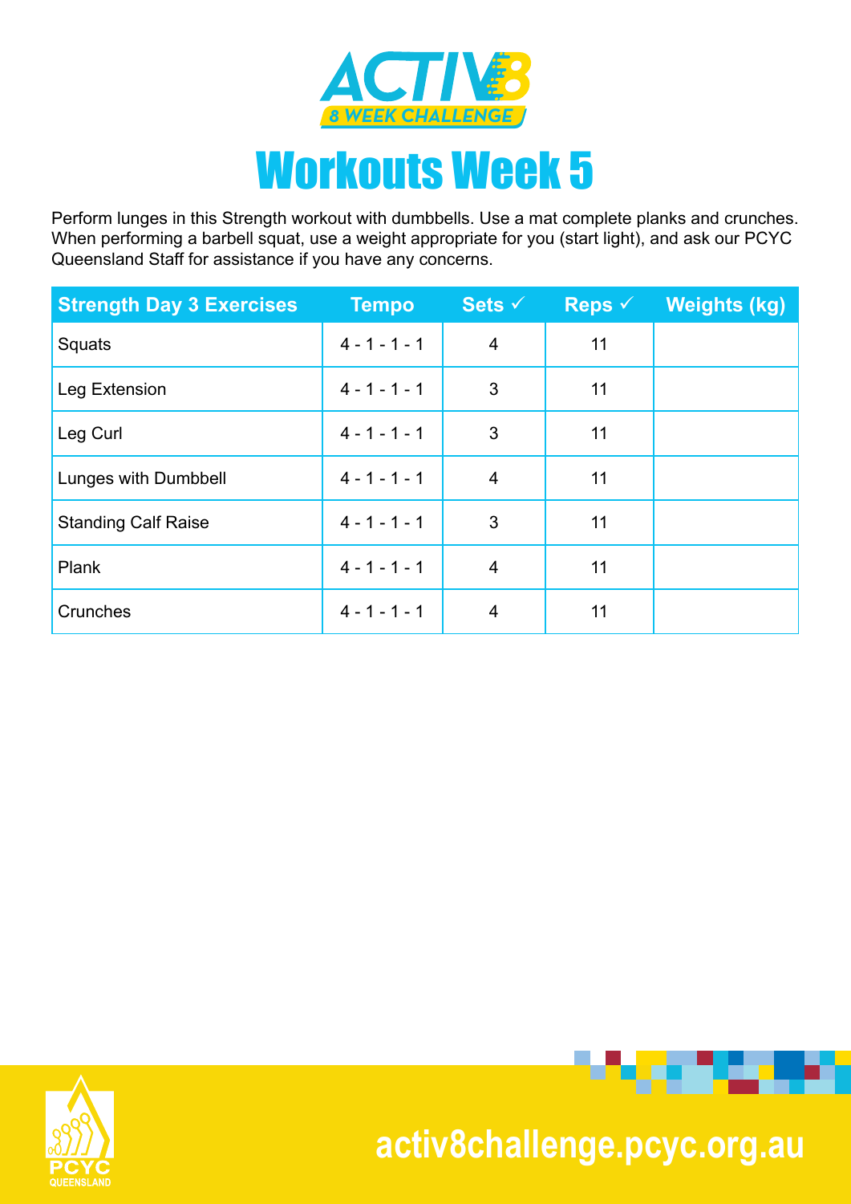# ACTIV8

**8 WEEK CHALLENGE**

# Workouts Week 5

Perform lunges in this Strength workout with dumbbells. Use a mat complete planks and crunches. When performing a barbell squat, use a weight appropriate for you (start light), and ask our PCYC Queensland Staff for assistance if you have any concerns.

| Strength Day 3 Exercises | Tempo | Sets ✓ | Reps ✓ | Weights (kg) |
|---|---|---|---|---|
| Squats | 4 - 1 - 1 - 1 | 4 | 11 | |
| Leg Extension | 4 - 1 - 1 - 1 | 3 | 11 | |
| Leg Curl | 4 - 1 - 1 - 1 | 3 | 11 | |
| Lunges with Dumbbell | 4 - 1 - 1 - 1 | 4 | 11 | |
| Standing Calf Raise | 4 - 1 - 1 - 1 | 3 | 11 | |
| Plank | 4 - 1 - 1 - 1 | 4 | 11 | |
| Crunches | 4 - 1 - 1 - 1 | 4 | 11 | |

PCYC QUEENSLAND

activ8challenge.pcyc.org.au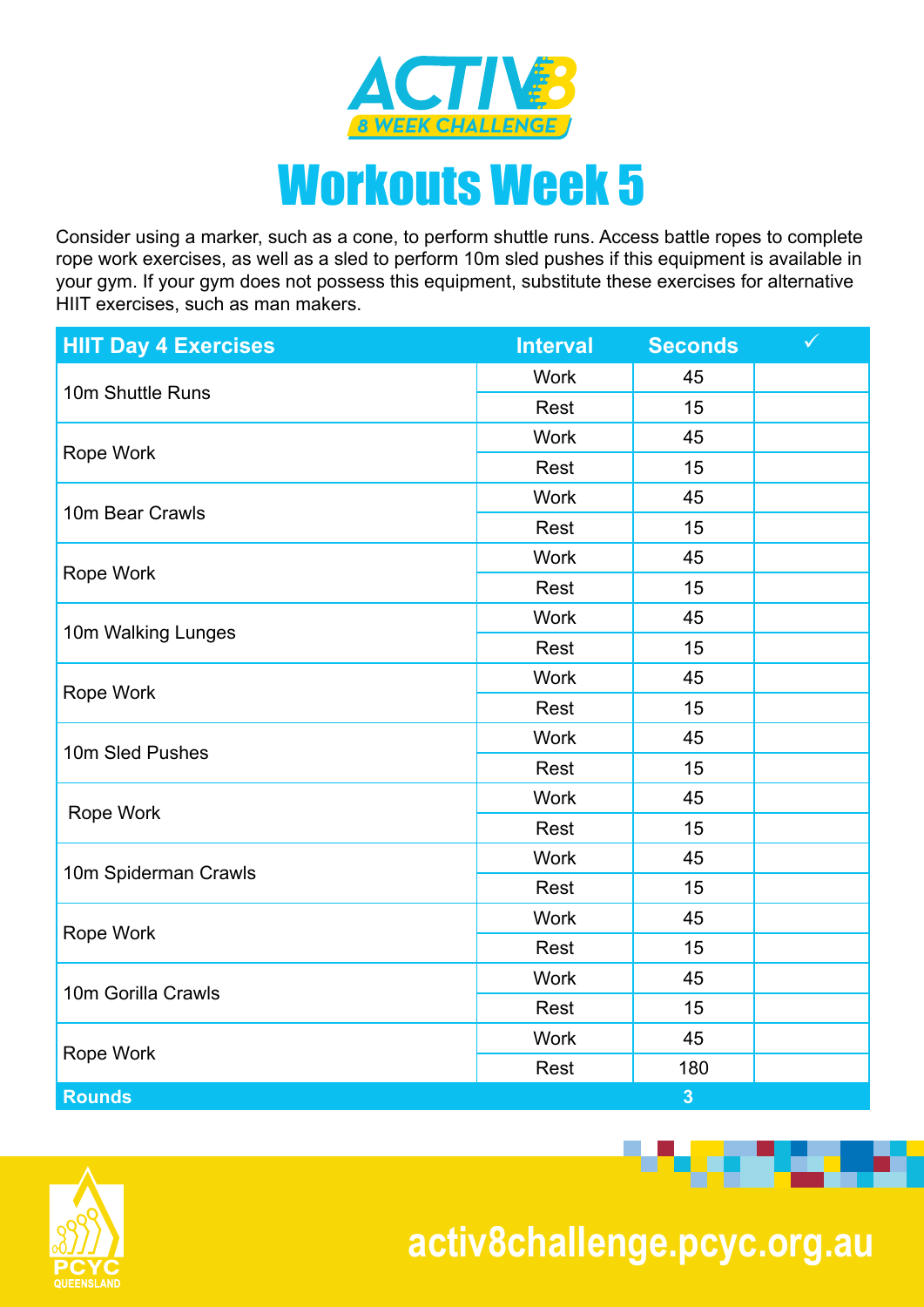# ACTIV8 8 WEEK CHALLENGE

# Workouts Week 5

Consider using a marker, such as a cone, to perform shuttle runs. Access battle ropes to complete rope work exercises, as well as a sled to perform 10m sled pushes if this equipment is available in your gym. If your gym does not possess this equipment, substitute these exercises for alternative HIIT exercises, such as man makers.

| HIIT Day 4 Exercises | Interval | Seconds | ✓ |
|---|---|---|---|
| 10m Shuttle Runs | Work | 45 | |
| | Rest | 15 | |
| Rope Work | Work | 45 | |
| | Rest | 15 | |
| 10m Bear Crawls | Work | 45 | |
| | Rest | 15 | |
| Rope Work | Work | 45 | |
| | Rest | 15 | |
| 10m Walking Lunges | Work | 45 | |
| | Rest | 15 | |
| Rope Work | Work | 45 | |
| | Rest | 15 | |
| 10m Sled Pushes | Work | 45 | |
| | Rest | 15 | |
| Rope Work | Work | 45 | |
| | Rest | 15 | |
| 10m Spiderman Crawls | Work | 45 | |
| | Rest | 15 | |
| Rope Work | Work | 45 | |
| | Rest | 15 | |
| 10m Gorilla Crawls | Work | 45 | |
| | Rest | 15 | |
| Rope Work | Work | 45 | |
| | Rest | 180 | |
| **Rounds** | | **3** | |

PCYC QUEENSLAND

activ8challenge.pcyc.org.au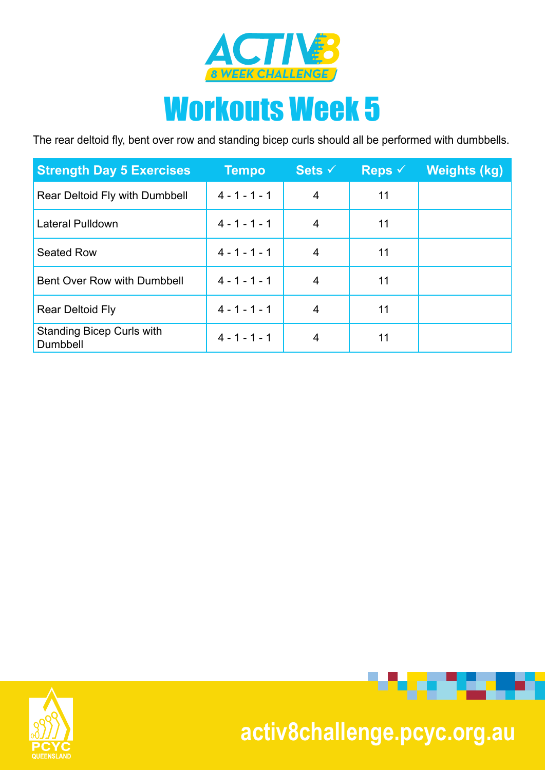# Workouts Week 5

The rear deltoid fly, bent over row and standing bicep curls should all be performed with dumbbells.

| Strength Day 5 Exercises | Tempo | Sets ✓ | Reps ✓ | Weights (kg) |
|---|---|---|---|---|
| Rear Deltoid Fly with Dumbbell | 4 - 1 - 1 - 1 | 4 | 11 | |
| Lateral Pulldown | 4 - 1 - 1 - 1 | 4 | 11 | |
| Seated Row | 4 - 1 - 1 - 1 | 4 | 11 | |
| Bent Over Row with Dumbbell | 4 - 1 - 1 - 1 | 4 | 11 | |
| Rear Deltoid Fly | 4 - 1 - 1 - 1 | 4 | 11 | |
| Standing Bicep Curls with Dumbbell | 4 - 1 - 1 - 1 | 4 | 11 | |

activ8challenge.pcyc.org.au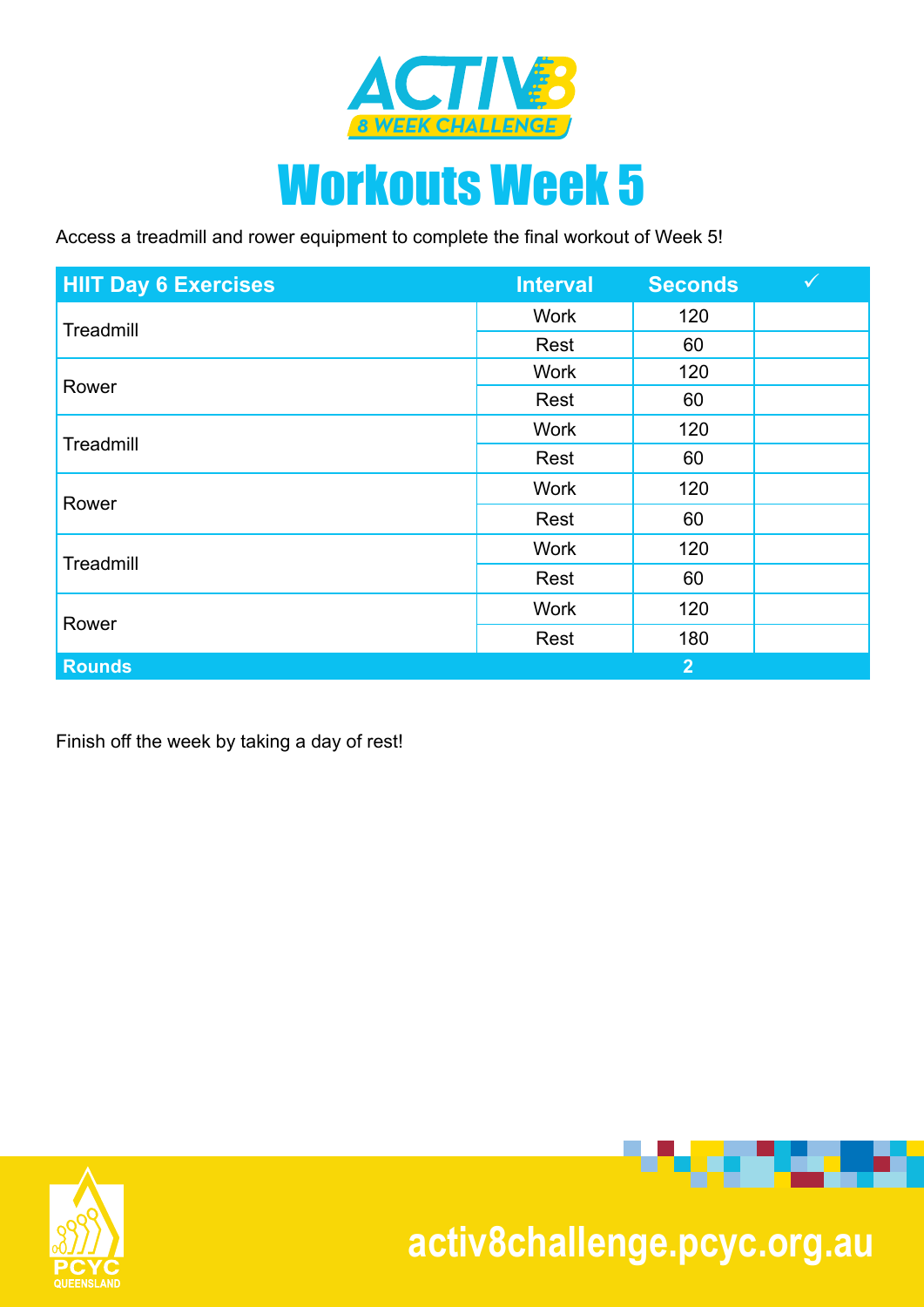# ACTIV8 8 WEEK CHALLENGE

# Workouts Week 5

Access a treadmill and rower equipment to complete the final workout of Week 5!

| HIIT Day 6 Exercises | Interval | Seconds | ✓ |
|---|---|---|---|
| Treadmill | Work | 120 | |
| | Rest | 60 | |
| Rower | Work | 120 | |
| | Rest | 60 | |
| Treadmill | Work | 120 | |
| | Rest | 60 | |
| Rower | Work | 120 | |
| | Rest | 60 | |
| Treadmill | Work | 120 | |
| | Rest | 60 | |
| Rower | Work | 120 | |
| | Rest | 180 | |
| **Rounds** | | **2** | |

Finish off the week by taking a day of rest!

PCYC QUEENSLAND

activ8challenge.pcyc.org.au